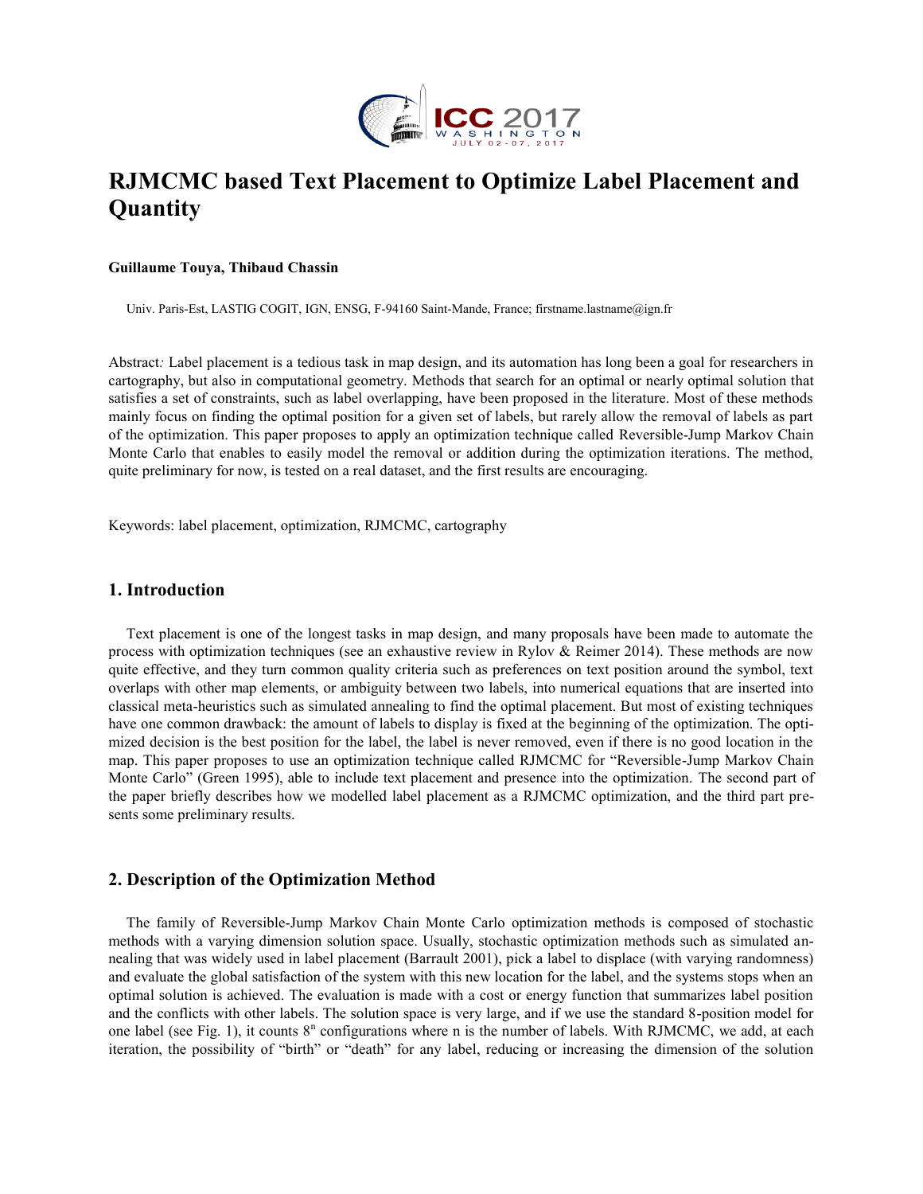# RJMCMC based Text Placement to Optimize Label Placement and Quantity

**Guillaume Touya, Thibaud Chassin**

Univ. Paris-Est, LASTIG COGIT, IGN, ENSG, F-94160 Saint-Mande, France; firstname.lastname@ign.fr

Abstract*:* Label placement is a tedious task in map design, and its automation has long been a goal for researchers in cartography, but also in computational geometry. Methods that search for an optimal or nearly optimal solution that satisfies a set of constraints, such as label overlapping, have been proposed in the literature. Most of these methods mainly focus on finding the optimal position for a given set of labels, but rarely allow the removal of labels as part of the optimization. This paper proposes to apply an optimization technique called Reversible-Jump Markov Chain Monte Carlo that enables to easily model the removal or addition during the optimization iterations. The method, quite preliminary for now, is tested on a real dataset, and the first results are encouraging.

Keywords: label placement, optimization, RJMCMC, cartography

## 1. Introduction

Text placement is one of the longest tasks in map design, and many proposals have been made to automate the process with optimization techniques (see an exhaustive review in Rylov & Reimer 2014). These methods are now quite effective, and they turn common quality criteria such as preferences on text position around the symbol, text overlaps with other map elements, or ambiguity between two labels, into numerical equations that are inserted into classical meta-heuristics such as simulated annealing to find the optimal placement. But most of existing techniques have one common drawback: the amount of labels to display is fixed at the beginning of the optimization. The optimized decision is the best position for the label, the label is never removed, even if there is no good location in the map. This paper proposes to use an optimization technique called RJMCMC for "Reversible-Jump Markov Chain Monte Carlo" (Green 1995), able to include text placement and presence into the optimization. The second part of the paper briefly describes how we modelled label placement as a RJMCMC optimization, and the third part presents some preliminary results.

## 2. Description of the Optimization Method

The family of Reversible-Jump Markov Chain Monte Carlo optimization methods is composed of stochastic methods with a varying dimension solution space. Usually, stochastic optimization methods such as simulated annealing that was widely used in label placement (Barrault 2001), pick a label to displace (with varying randomness) and evaluate the global satisfaction of the system with this new location for the label, and the systems stops when an optimal solution is achieved. The evaluation is made with a cost or energy function that summarizes label position and the conflicts with other labels. The solution space is very large, and if we use the standard 8-position model for one label (see Fig. 1), it counts $8^n$ configurations where n is the number of labels. With RJMCMC, we add, at each iteration, the possibility of "birth" or "death" for any label, reducing or increasing the dimension of the solution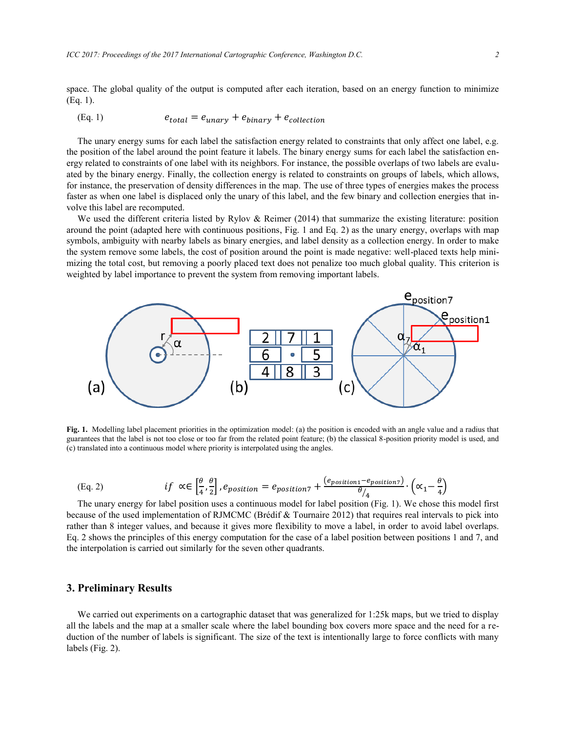space. The global quality of the output is computed after each iteration, based on an energy function to minimize (Eq. 1).

(Eq. 1) $$e_{total} = e_{unary} + e_{binary} + e_{collection}$$

The unary energy sums for each label the satisfaction energy related to constraints that only affect one label, e.g. the position of the label around the point feature it labels. The binary energy sums for each label the satisfaction energy related to constraints of one label with its neighbors. For instance, the possible overlaps of two labels are evaluated by the binary energy. Finally, the collection energy is related to constraints on groups of labels, which allows, for instance, the preservation of density differences in the map. The use of three types of energies makes the process faster as when one label is displaced only the unary of this label, and the few binary and collection energies that involve this label are recomputed.

We used the different criteria listed by Rylov & Reimer (2014) that summarize the existing literature: position around the point (adapted here with continuous positions, Fig. 1 and Eq. 2) as the unary energy, overlaps with map symbols, ambiguity with nearby labels as binary energies, and label density as a collection energy. In order to make the system remove some labels, the cost of position around the point is made negative: well-placed texts help minimizing the total cost, but removing a poorly placed text does not penalize too much global quality. This criterion is weighted by label importance to prevent the system from removing important labels.

**Fig. 1.** Modelling label placement priorities in the optimization model: (a) the position is encoded with an angle value and a radius that guarantees that the label is not too close or too far from the related point feature; (b) the classical 8-position priority model is used, and (c) translated into a continuous model where priority is interpolated using the angles.

(Eq. 2) $$if \ \alpha \in \left[\frac{\theta}{4}, \frac{\theta}{2}\right], e_{position} = e_{position7} + \frac{(e_{position1} - e_{position7})}{\theta/4} \cdot \left(\alpha_1 - \frac{\theta}{4}\right)$$

The unary energy for label position uses a continuous model for label position (Fig. 1). We chose this model first because of the used implementation of RJMCMC (Brédif & Tournaire 2012) that requires real intervals to pick into rather than 8 integer values, and because it gives more flexibility to move a label, in order to avoid label overlaps. Eq. 2 shows the principles of this energy computation for the case of a label position between positions 1 and 7, and the interpolation is carried out similarly for the seven other quadrants.

## 3. Preliminary Results

We carried out experiments on a cartographic dataset that was generalized for 1:25k maps, but we tried to display all the labels and the map at a smaller scale where the label bounding box covers more space and the need for a reduction of the number of labels is significant. The size of the text is intentionally large to force conflicts with many labels (Fig. 2).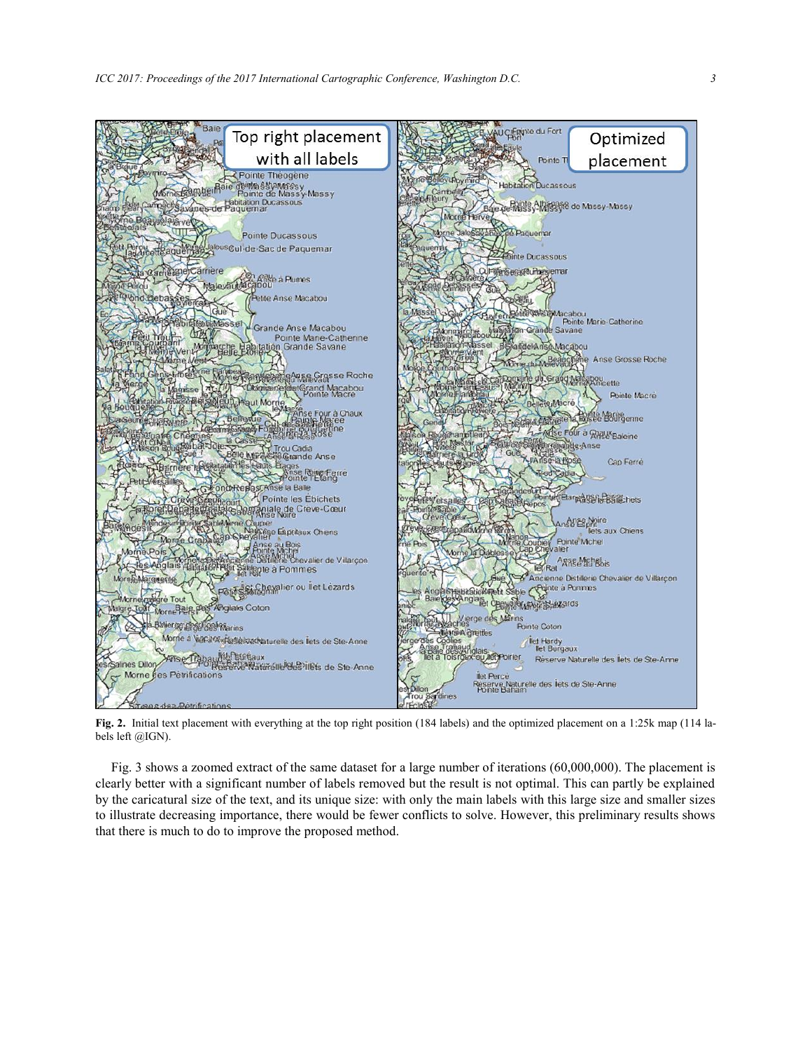**Fig. 2.** Initial text placement with everything at the top right position (184 labels) and the optimized placement on a 1:25k map (114 labels left @IGN).

Fig. 3 shows a zoomed extract of the same dataset for a large number of iterations (60,000,000). The placement is clearly better with a significant number of labels removed but the result is not optimal. This can partly be explained by the caricatural size of the text, and its unique size: with only the main labels with this large size and smaller sizes to illustrate decreasing importance, there would be fewer conflicts to solve. However, this preliminary results shows that there is much to do to improve the proposed method.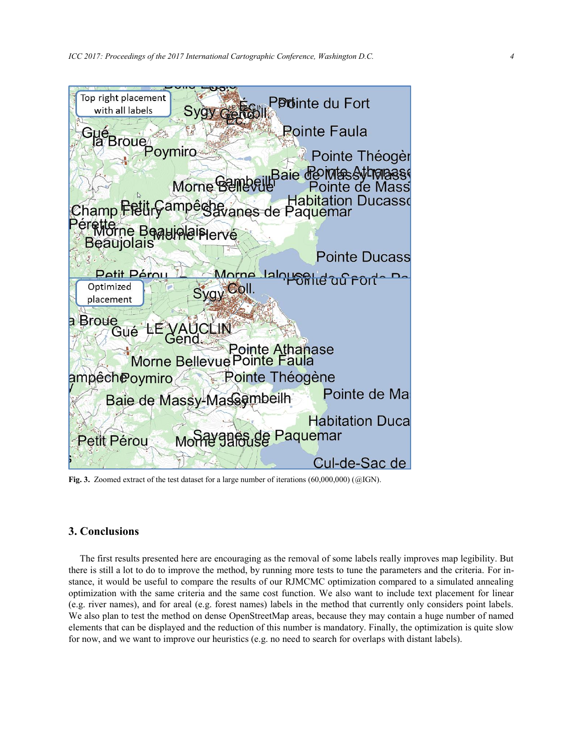**Fig. 3.** Zoomed extract of the test dataset for a large number of iterations (60,000,000) (@IGN).

## 3. Conclusions

The first results presented here are encouraging as the removal of some labels really improves map legibility. But there is still a lot to do to improve the method, by running more tests to tune the parameters and the criteria. For instance, it would be useful to compare the results of our RJMCMC optimization compared to a simulated annealing optimization with the same criteria and the same cost function. We also want to include text placement for linear (e.g. river names), and for areal (e.g. forest names) labels in the method that currently only considers point labels. We also plan to test the method on dense OpenStreetMap areas, because they may contain a huge number of named elements that can be displayed and the reduction of this number is mandatory. Finally, the optimization is quite slow for now, and we want to improve our heuristics (e.g. no need to search for overlaps with distant labels).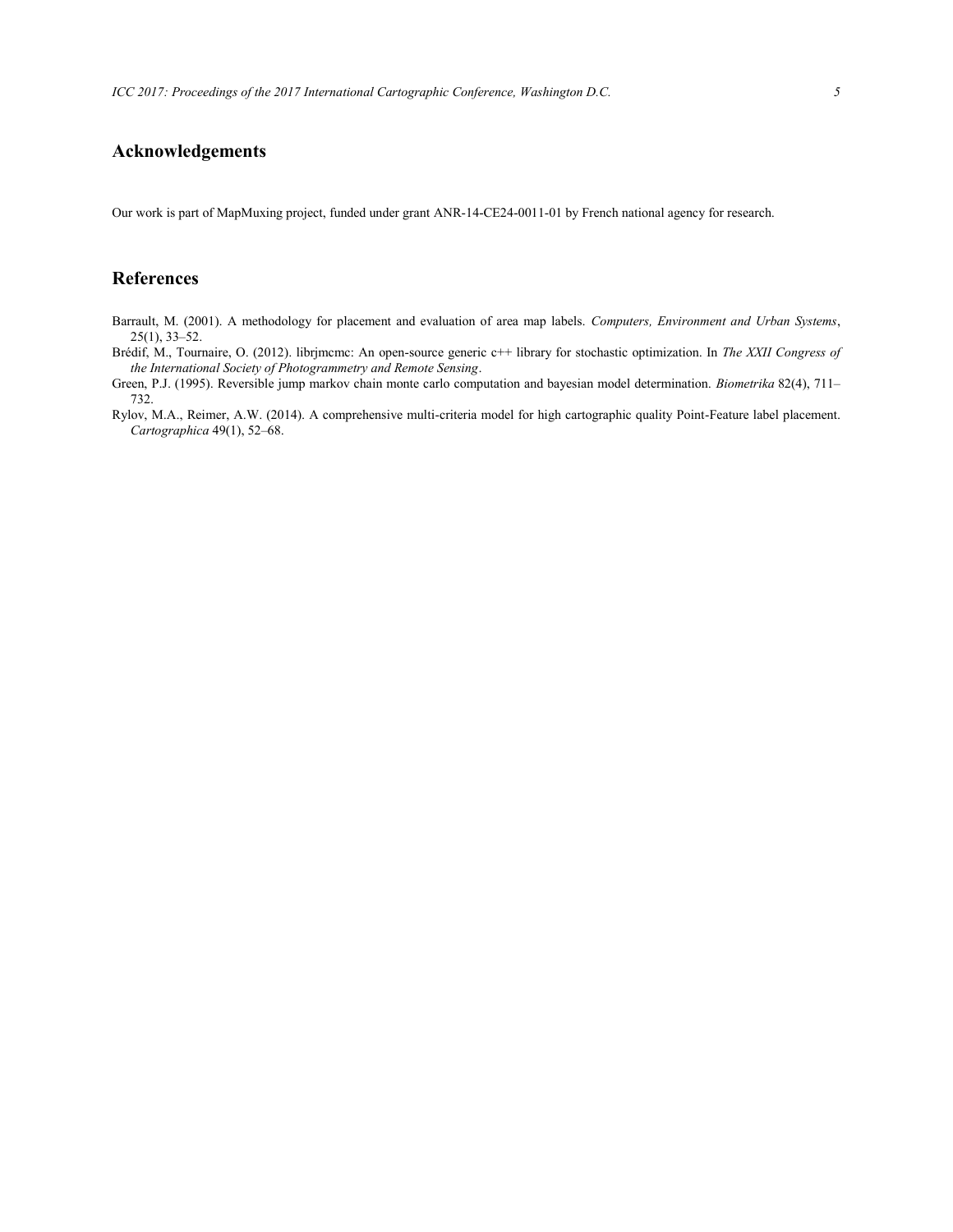## Acknowledgements

Our work is part of MapMuxing project, funded under grant ANR-14-CE24-0011-01 by French national agency for research.

## References

Barrault, M. (2001). A methodology for placement and evaluation of area map labels. *Computers, Environment and Urban Systems*, 25(1), 33–52.

Brédif, M., Tournaire, O. (2012). librjmcmc: An open-source generic c++ library for stochastic optimization. In *The XXII Congress of the International Society of Photogrammetry and Remote Sensing*.

Green, P.J. (1995). Reversible jump markov chain monte carlo computation and bayesian model determination. *Biometrika* 82(4), 711–732.

Rylov, M.A., Reimer, A.W. (2014). A comprehensive multi-criteria model for high cartographic quality Point-Feature label placement. *Cartographica* 49(1), 52–68.